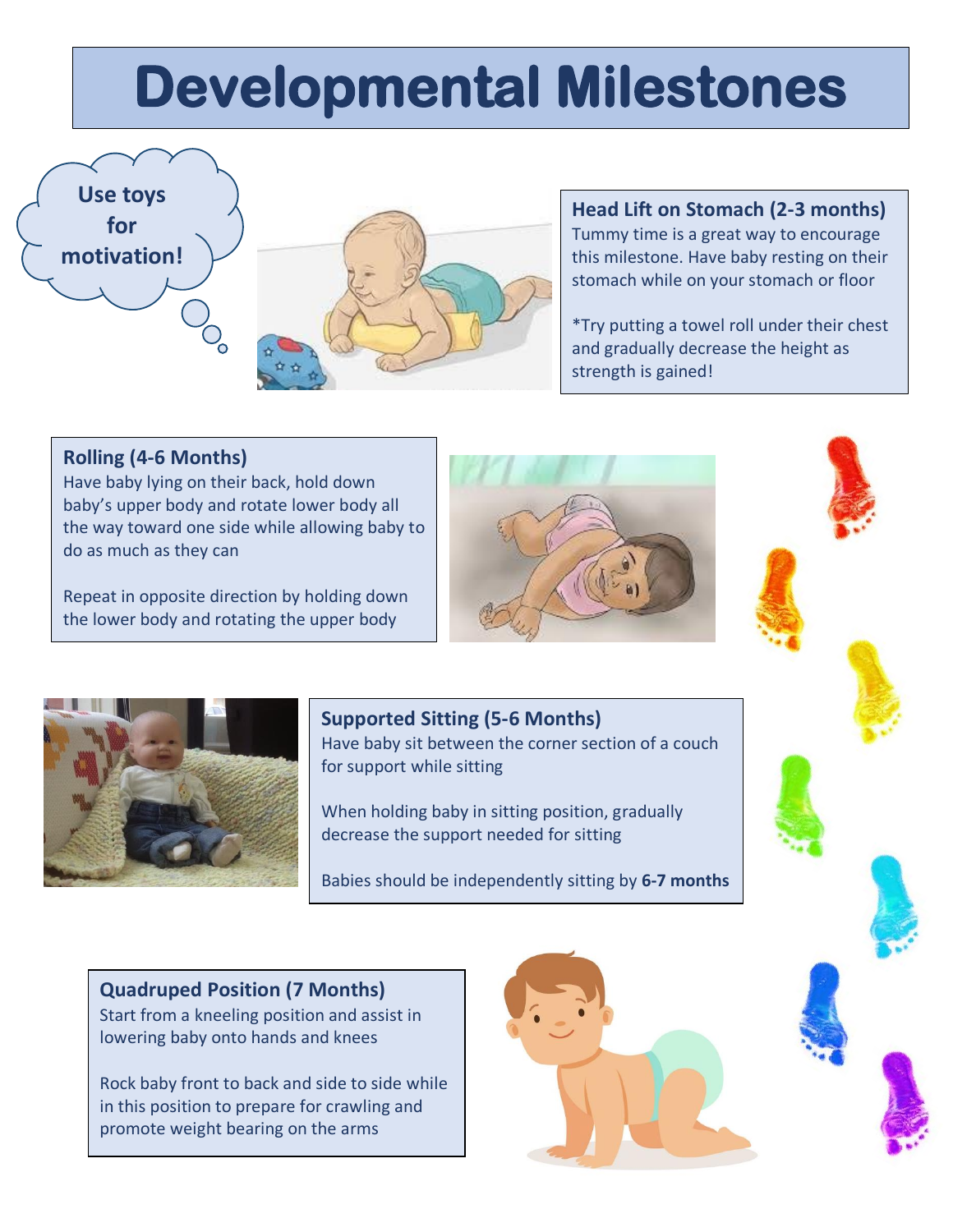# Developmental Milestones

Use toys for motivation!

### Head Lift on Stomach (2-3 months)

Tummy time is a great way to encourage this milestone. Have baby resting on their stomach while on your stomach or floor

*Try putting a towel roll under their chest and gradually decrease the height as strength is gained!

### Rolling (4-6 Months)

Have baby lying on their back, hold down baby's upper body and rotate lower body all the way toward one side while allowing baby to do as much as they can

Repeat in opposite direction by holding down the lower body and rotating the upper body

### Supported Sitting (5-6 Months)

Have baby sit between the corner section of a couch for support while sitting

When holding baby in sitting position, gradually decrease the support needed for sitting

Babies should be independently sitting by **6-7 months**

### Quadruped Position (7 Months)

Start from a kneeling position and assist in lowering baby onto hands and knees

Rock baby front to back and side to side while in this position to prepare for crawling and promote weight bearing on the arms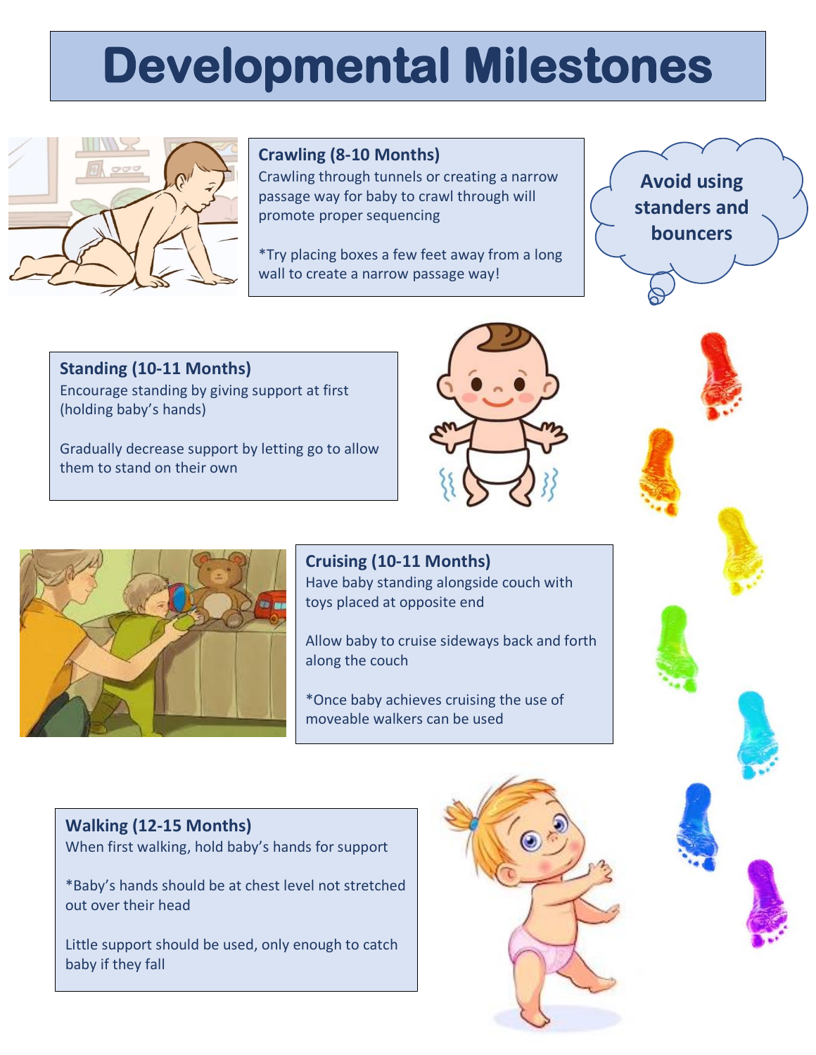# Developmental Milestones

### Crawling (8-10 Months)

Crawling through tunnels or creating a narrow passage way for baby to crawl through will promote proper sequencing

*Try placing boxes a few feet away from a long wall to create a narrow passage way!

**Avoid using standers and bouncers**

### Standing (10-11 Months)

Encourage standing by giving support at first (holding baby's hands)

Gradually decrease support by letting go to allow them to stand on their own

### Cruising (10-11 Months)

Have baby standing alongside couch with toys placed at opposite end

Allow baby to cruise sideways back and forth along the couch

*Once baby achieves cruising the use of moveable walkers can be used

### Walking (12-15 Months)

When first walking, hold baby's hands for support

*Baby's hands should be at chest level not stretched out over their head

Little support should be used, only enough to catch baby if they fall